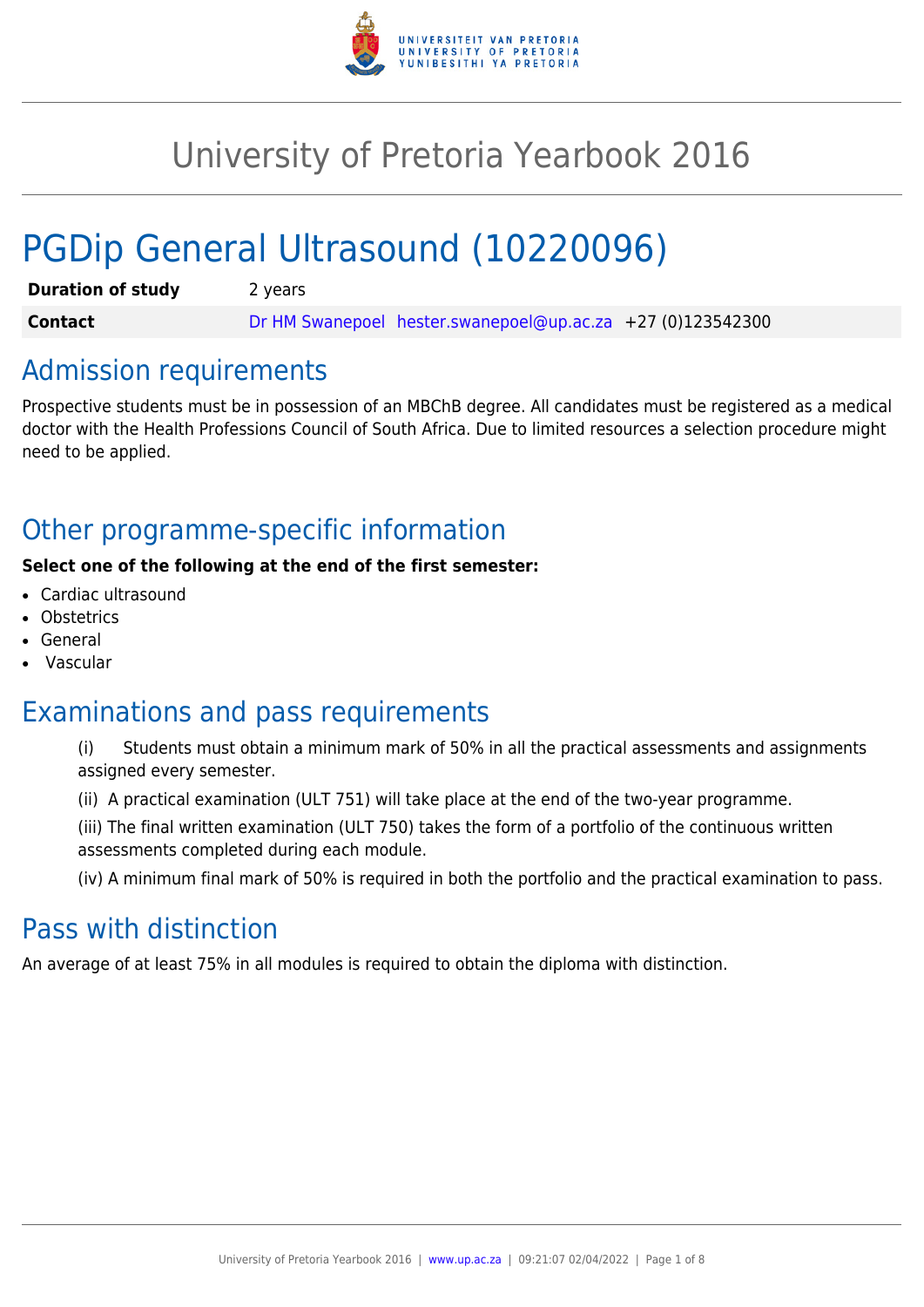# University of Pretoria Yearbook 2016

# PGDip General Ultrasound (10220096)

| | |
|---|---|
| **Duration of study** | 2 years |
| **Contact** | Dr HM Swanepoel hester.swanepoel@up.ac.za +27 (0)123542300 |

## Admission requirements

Prospective students must be in possession of an MBChB degree. All candidates must be registered as a medical doctor with the Health Professions Council of South Africa. Due to limited resources a selection procedure might need to be applied.

## Other programme-specific information

**Select one of the following at the end of the first semester:**

- Cardiac ultrasound
- Obstetrics
- General
- Vascular

## Examinations and pass requirements

(i) Students must obtain a minimum mark of 50% in all the practical assessments and assignments assigned every semester.

(ii) A practical examination (ULT 751) will take place at the end of the two-year programme.

(iii) The final written examination (ULT 750) takes the form of a portfolio of the continuous written assessments completed during each module.

(iv) A minimum final mark of 50% is required in both the portfolio and the practical examination to pass.

## Pass with distinction

An average of at least 75% in all modules is required to obtain the diploma with distinction.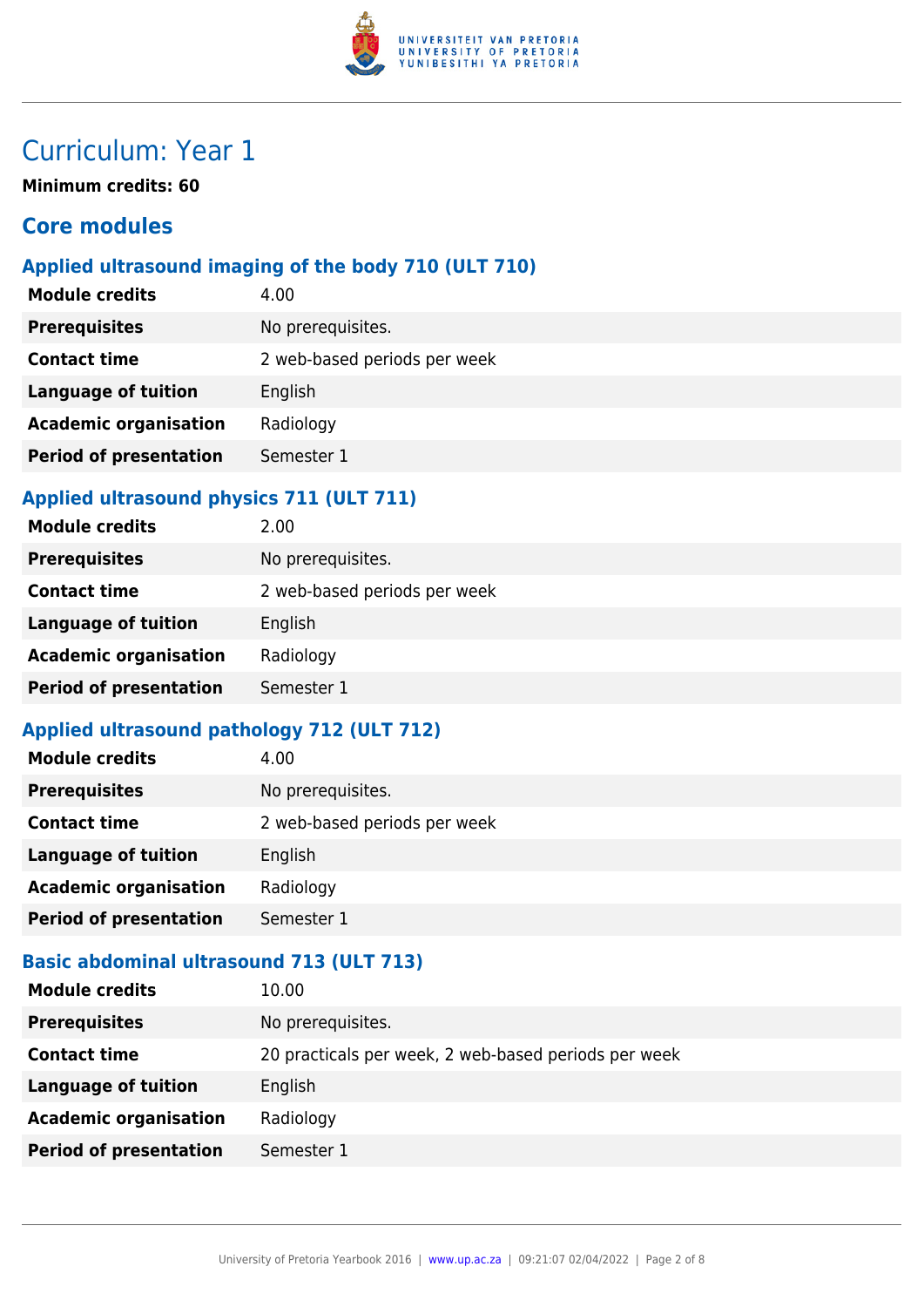# Curriculum: Year 1

**Minimum credits: 60**

## Core modules

### Applied ultrasound imaging of the body 710 (ULT 710)

| | |
|---|---|
| **Module credits** | 4.00 |
| **Prerequisites** | No prerequisites. |
| **Contact time** | 2 web-based periods per week |
| **Language of tuition** | English |
| **Academic organisation** | Radiology |
| **Period of presentation** | Semester 1 |

### Applied ultrasound physics 711 (ULT 711)

| | |
|---|---|
| **Module credits** | 2.00 |
| **Prerequisites** | No prerequisites. |
| **Contact time** | 2 web-based periods per week |
| **Language of tuition** | English |
| **Academic organisation** | Radiology |
| **Period of presentation** | Semester 1 |

### Applied ultrasound pathology 712 (ULT 712)

| | |
|---|---|
| **Module credits** | 4.00 |
| **Prerequisites** | No prerequisites. |
| **Contact time** | 2 web-based periods per week |
| **Language of tuition** | English |
| **Academic organisation** | Radiology |
| **Period of presentation** | Semester 1 |

### Basic abdominal ultrasound 713 (ULT 713)

| | |
|---|---|
| **Module credits** | 10.00 |
| **Prerequisites** | No prerequisites. |
| **Contact time** | 20 practicals per week, 2 web-based periods per week |
| **Language of tuition** | English |
| **Academic organisation** | Radiology |
| **Period of presentation** | Semester 1 |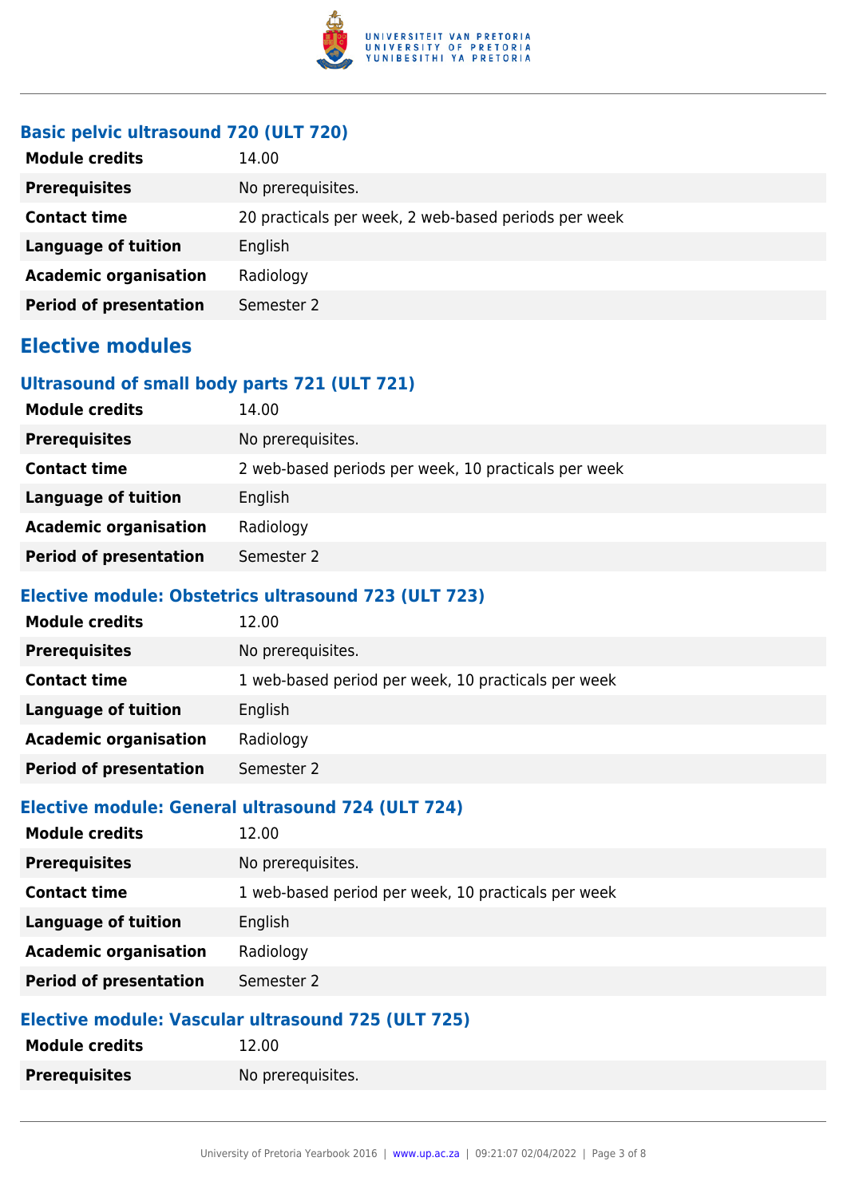### Basic pelvic ultrasound 720 (ULT 720)

| | |
|---|---|
| **Module credits** | 14.00 |
| **Prerequisites** | No prerequisites. |
| **Contact time** | 20 practicals per week, 2 web-based periods per week |
| **Language of tuition** | English |
| **Academic organisation** | Radiology |
| **Period of presentation** | Semester 2 |

## Elective modules

### Ultrasound of small body parts 721 (ULT 721)

| | |
|---|---|
| **Module credits** | 14.00 |
| **Prerequisites** | No prerequisites. |
| **Contact time** | 2 web-based periods per week, 10 practicals per week |
| **Language of tuition** | English |
| **Academic organisation** | Radiology |
| **Period of presentation** | Semester 2 |

### Elective module: Obstetrics ultrasound 723 (ULT 723)

| | |
|---|---|
| **Module credits** | 12.00 |
| **Prerequisites** | No prerequisites. |
| **Contact time** | 1 web-based period per week, 10 practicals per week |
| **Language of tuition** | English |
| **Academic organisation** | Radiology |
| **Period of presentation** | Semester 2 |

### Elective module: General ultrasound 724 (ULT 724)

| | |
|---|---|
| **Module credits** | 12.00 |
| **Prerequisites** | No prerequisites. |
| **Contact time** | 1 web-based period per week, 10 practicals per week |
| **Language of tuition** | English |
| **Academic organisation** | Radiology |
| **Period of presentation** | Semester 2 |

### Elective module: Vascular ultrasound 725 (ULT 725)

| | |
|---|---|
| **Module credits** | 12.00 |
| **Prerequisites** | No prerequisites. |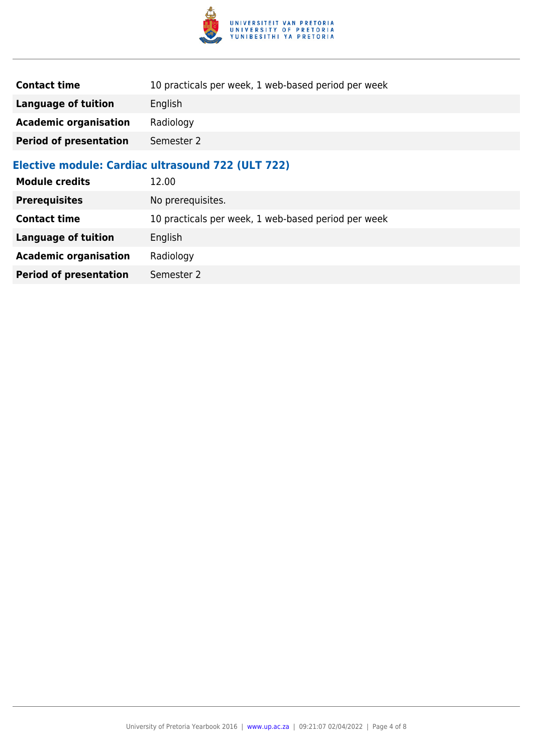| | |
|---|---|
| **Contact time** | 10 practicals per week, 1 web-based period per week |
| **Language of tuition** | English |
| **Academic organisation** | Radiology |
| **Period of presentation** | Semester 2 |

### Elective module: Cardiac ultrasound 722 (ULT 722)

| | |
|---|---|
| **Module credits** | 12.00 |
| **Prerequisites** | No prerequisites. |
| **Contact time** | 10 practicals per week, 1 web-based period per week |
| **Language of tuition** | English |
| **Academic organisation** | Radiology |
| **Period of presentation** | Semester 2 |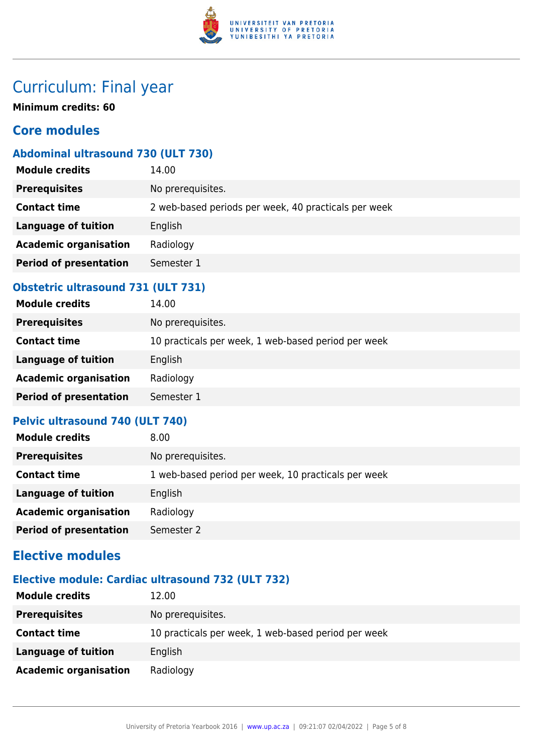# Curriculum: Final year

**Minimum credits: 60**

## Core modules

### Abdominal ultrasound 730 (ULT 730)

| | |
|---|---|
| **Module credits** | 14.00 |
| **Prerequisites** | No prerequisites. |
| **Contact time** | 2 web-based periods per week, 40 practicals per week |
| **Language of tuition** | English |
| **Academic organisation** | Radiology |
| **Period of presentation** | Semester 1 |

### Obstetric ultrasound 731 (ULT 731)

| | |
|---|---|
| **Module credits** | 14.00 |
| **Prerequisites** | No prerequisites. |
| **Contact time** | 10 practicals per week, 1 web-based period per week |
| **Language of tuition** | English |
| **Academic organisation** | Radiology |
| **Period of presentation** | Semester 1 |

### Pelvic ultrasound 740 (ULT 740)

| | |
|---|---|
| **Module credits** | 8.00 |
| **Prerequisites** | No prerequisites. |
| **Contact time** | 1 web-based period per week, 10 practicals per week |
| **Language of tuition** | English |
| **Academic organisation** | Radiology |
| **Period of presentation** | Semester 2 |

## Elective modules

### Elective module: Cardiac ultrasound 732 (ULT 732)

| | |
|---|---|
| **Module credits** | 12.00 |
| **Prerequisites** | No prerequisites. |
| **Contact time** | 10 practicals per week, 1 web-based period per week |
| **Language of tuition** | English |
| **Academic organisation** | Radiology |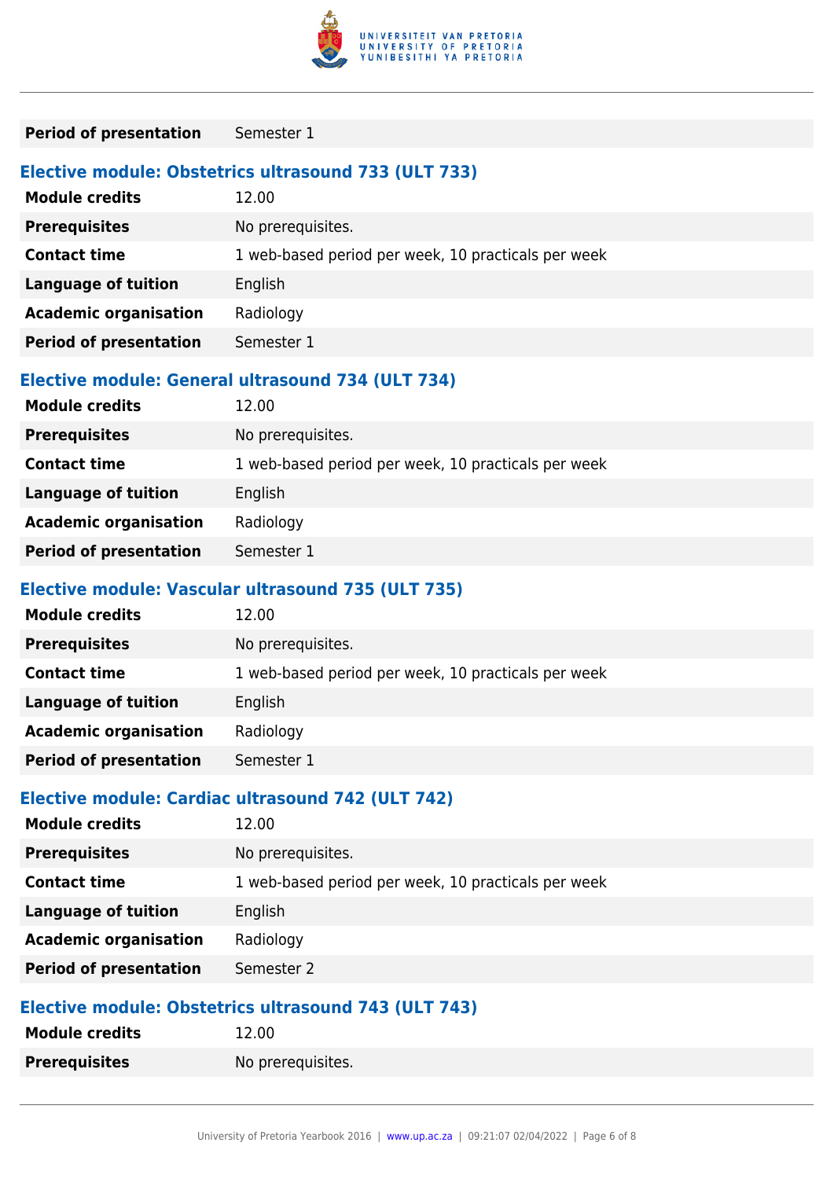| | |
|---|---|
| **Period of presentation** | Semester 1 |

### Elective module: Obstetrics ultrasound 733 (ULT 733)

| | |
|---|---|
| **Module credits** | 12.00 |
| **Prerequisites** | No prerequisites. |
| **Contact time** | 1 web-based period per week, 10 practicals per week |
| **Language of tuition** | English |
| **Academic organisation** | Radiology |
| **Period of presentation** | Semester 1 |

### Elective module: General ultrasound 734 (ULT 734)

| | |
|---|---|
| **Module credits** | 12.00 |
| **Prerequisites** | No prerequisites. |
| **Contact time** | 1 web-based period per week, 10 practicals per week |
| **Language of tuition** | English |
| **Academic organisation** | Radiology |
| **Period of presentation** | Semester 1 |

### Elective module: Vascular ultrasound 735 (ULT 735)

| | |
|---|---|
| **Module credits** | 12.00 |
| **Prerequisites** | No prerequisites. |
| **Contact time** | 1 web-based period per week, 10 practicals per week |
| **Language of tuition** | English |
| **Academic organisation** | Radiology |
| **Period of presentation** | Semester 1 |

### Elective module: Cardiac ultrasound 742 (ULT 742)

| | |
|---|---|
| **Module credits** | 12.00 |
| **Prerequisites** | No prerequisites. |
| **Contact time** | 1 web-based period per week, 10 practicals per week |
| **Language of tuition** | English |
| **Academic organisation** | Radiology |
| **Period of presentation** | Semester 2 |

### Elective module: Obstetrics ultrasound 743 (ULT 743)

| | |
|---|---|
| **Module credits** | 12.00 |
| **Prerequisites** | No prerequisites. |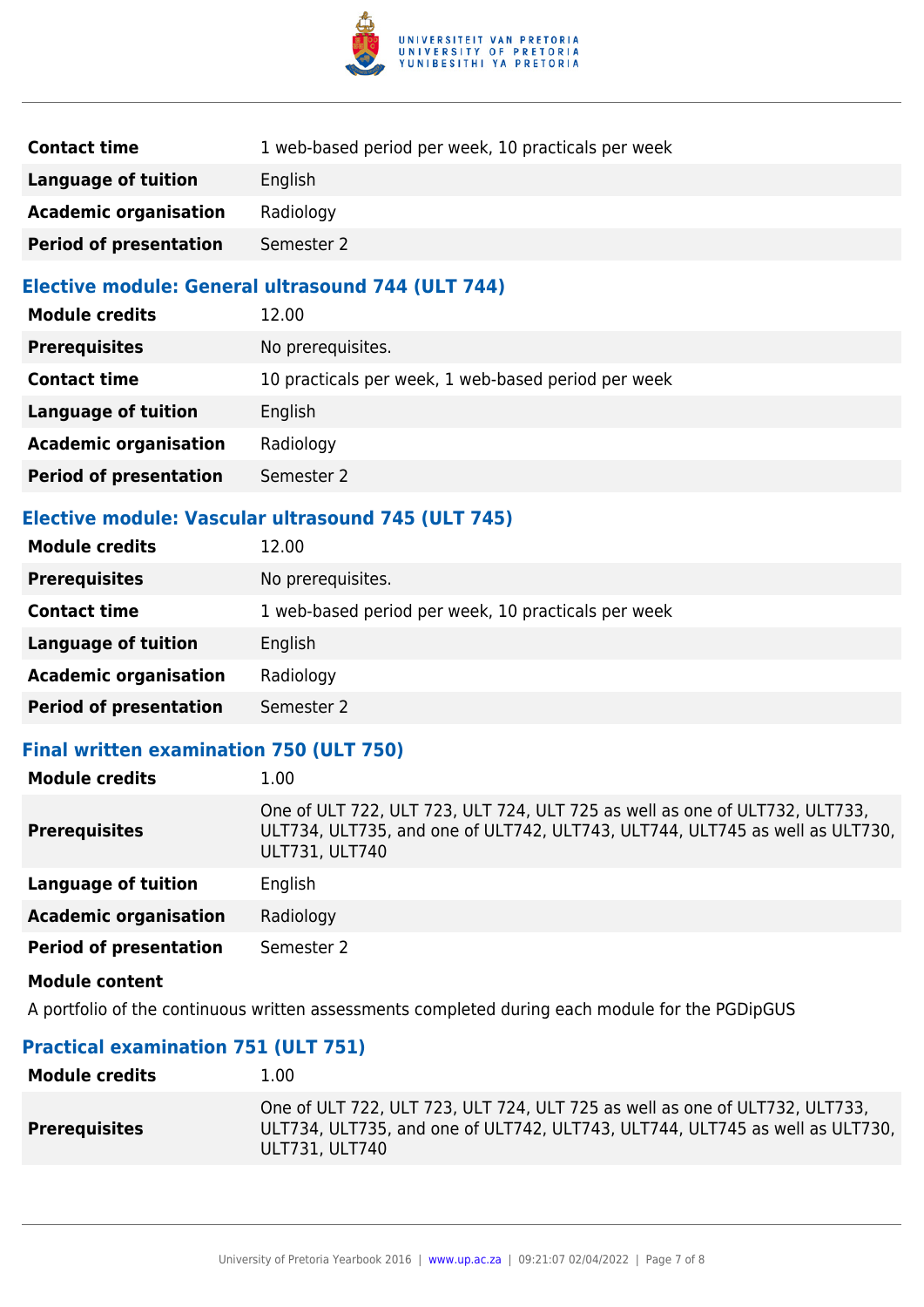| | |
|---|---|
| **Contact time** | 1 web-based period per week, 10 practicals per week |
| **Language of tuition** | English |
| **Academic organisation** | Radiology |
| **Period of presentation** | Semester 2 |

### Elective module: General ultrasound 744 (ULT 744)

| | |
|---|---|
| **Module credits** | 12.00 |
| **Prerequisites** | No prerequisites. |
| **Contact time** | 10 practicals per week, 1 web-based period per week |
| **Language of tuition** | English |
| **Academic organisation** | Radiology |
| **Period of presentation** | Semester 2 |

### Elective module: Vascular ultrasound 745 (ULT 745)

| | |
|---|---|
| **Module credits** | 12.00 |
| **Prerequisites** | No prerequisites. |
| **Contact time** | 1 web-based period per week, 10 practicals per week |
| **Language of tuition** | English |
| **Academic organisation** | Radiology |
| **Period of presentation** | Semester 2 |

### Final written examination 750 (ULT 750)

| | |
|---|---|
| **Module credits** | 1.00 |
| **Prerequisites** | One of ULT 722, ULT 723, ULT 724, ULT 725 as well as one of ULT732, ULT733, ULT734, ULT735, and one of ULT742, ULT743, ULT744, ULT745 as well as ULT730, ULT731, ULT740 |
| **Language of tuition** | English |
| **Academic organisation** | Radiology |
| **Period of presentation** | Semester 2 |

**Module content**

A portfolio of the continuous written assessments completed during each module for the PGDipGUS

### Practical examination 751 (ULT 751)

| | |
|---|---|
| **Module credits** | 1.00 |
| **Prerequisites** | One of ULT 722, ULT 723, ULT 724, ULT 725 as well as one of ULT732, ULT733, ULT734, ULT735, and one of ULT742, ULT743, ULT744, ULT745 as well as ULT730, ULT731, ULT740 |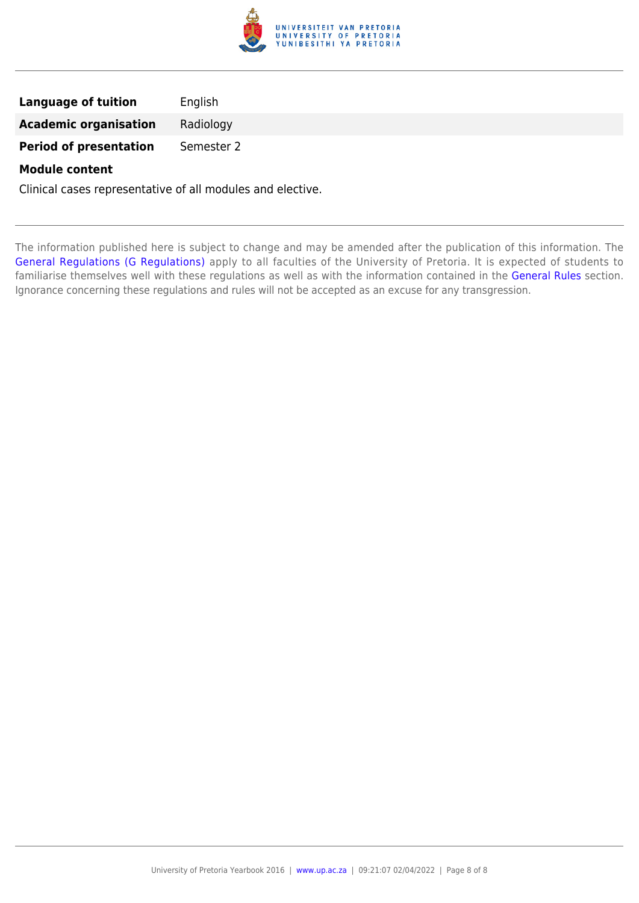| | |
|---|---|
| **Language of tuition** | English |
| **Academic organisation** | Radiology |
| **Period of presentation** | Semester 2 |

**Module content**

Clinical cases representative of all modules and elective.

The information published here is subject to change and may be amended after the publication of this information. The General Regulations (G Regulations) apply to all faculties of the University of Pretoria. It is expected of students to familiarise themselves well with these regulations as well as with the information contained in the General Rules section. Ignorance concerning these regulations and rules will not be accepted as an excuse for any transgression.